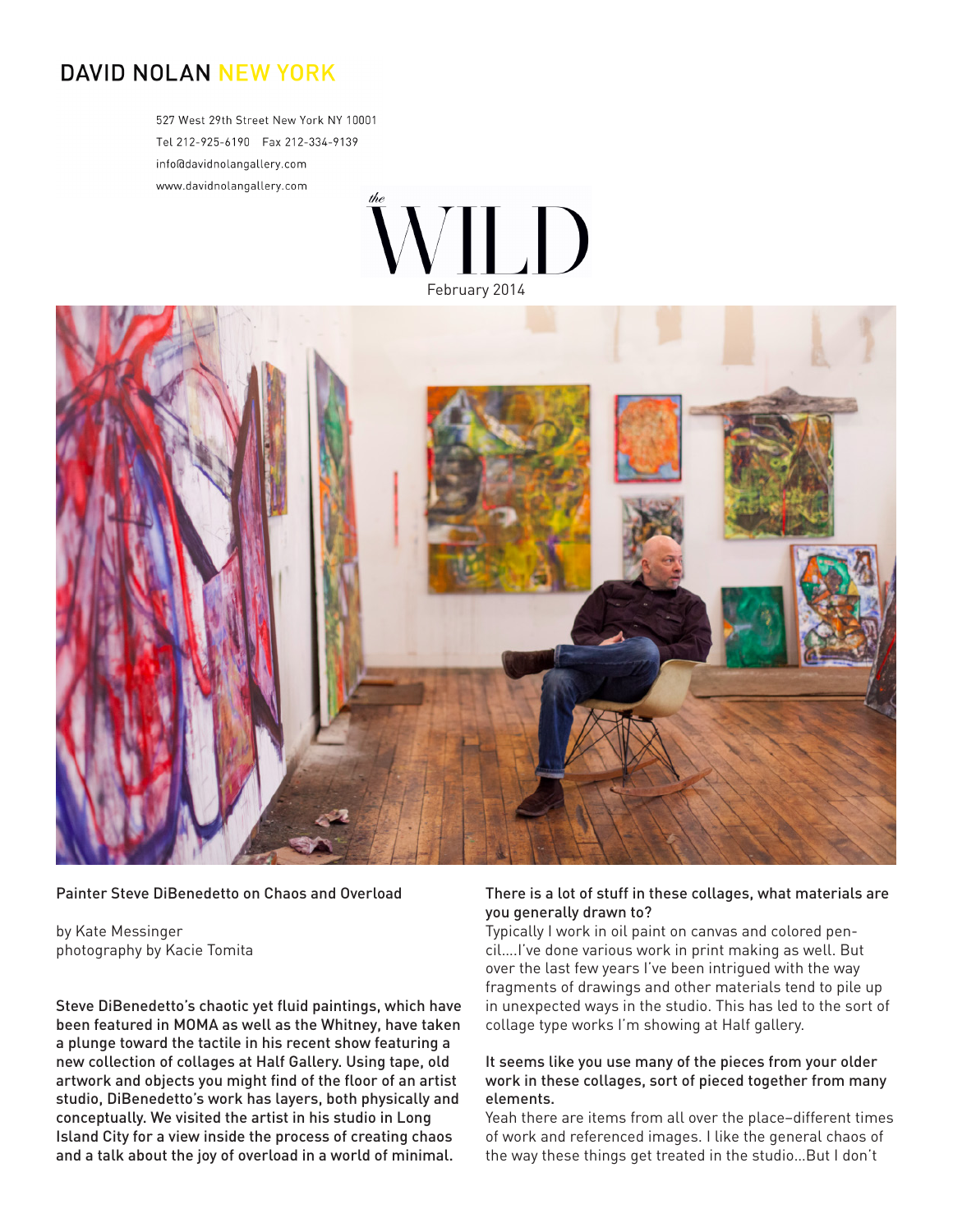DAVID NOLAN NEW YORK

527 West 29th Street New York NY 10001
Tel 212-925-6190 Fax 212-334-9139
info@davidnolangallery.com
www.davidnolangallery.com

the WILD

February 2014

Painter Steve DiBenedetto on Chaos and Overload

by Kate Messinger
photography by Kacie Tomita

Steve DiBenedetto's chaotic yet fluid paintings, which have been featured in MOMA as well as the Whitney, have taken a plunge toward the tactile in his recent show featuring a new collection of collages at Half Gallery. Using tape, old artwork and objects you might find of the floor of an artist studio, DiBenedetto's work has layers, both physically and conceptually. We visited the artist in his studio in Long Island City for a view inside the process of creating chaos and a talk about the joy of overload in a world of minimal.

There is a lot of stuff in these collages, what materials are you generally drawn to?

Typically I work in oil paint on canvas and colored pencil....I've done various work in print making as well. But over the last few years I've been intrigued with the way fragments of drawings and other materials tend to pile up in unexpected ways in the studio. This has led to the sort of collage type works I'm showing at Half gallery.

It seems like you use many of the pieces from your older work in these collages, sort of pieced together from many elements.

Yeah there are items from all over the place–different times of work and referenced images. I like the general chaos of the way these things get treated in the studio...But I don't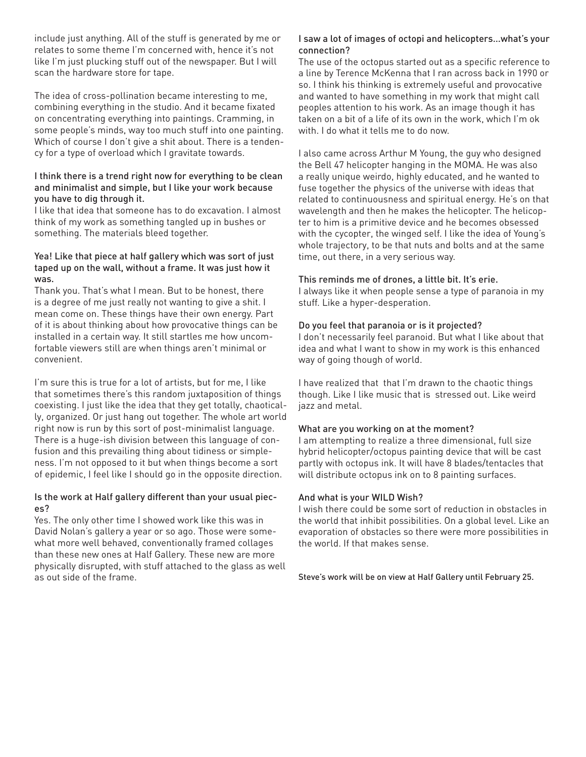include just anything. All of the stuff is generated by me or relates to some theme I'm concerned with, hence it's not like I'm just plucking stuff out of the newspaper. But I will scan the hardware store for tape.

The idea of cross-pollination became interesting to me, combining everything in the studio. And it became fixated on concentrating everything into paintings. Cramming, in some people's minds, way too much stuff into one painting. Which of course I don't give a shit about. There is a tendency for a type of overload which I gravitate towards.

I think there is a trend right now for everything to be clean and minimalist and simple, but I like your work because you have to dig through it.

I like that idea that someone has to do excavation. I almost think of my work as something tangled up in bushes or something. The materials bleed together.

Yea! Like that piece at half gallery which was sort of just taped up on the wall, without a frame. It was just how it was.

Thank you. That's what I mean. But to be honest, there is a degree of me just really not wanting to give a shit. I mean come on. These things have their own energy. Part of it is about thinking about how provocative things can be installed in a certain way. It still startles me how uncomfortable viewers still are when things aren't minimal or convenient.

I'm sure this is true for a lot of artists, but for me, I like that sometimes there's this random juxtaposition of things coexisting. I just like the idea that they get totally, chaotically, organized. Or just hang out together. The whole art world right now is run by this sort of post-minimalist language. There is a huge-ish division between this language of confusion and this prevailing thing about tidiness or simpleness. I'm not opposed to it but when things become a sort of epidemic, I feel like I should go in the opposite direction.

Is the work at Half gallery different than your usual pieces?

Yes. The only other time I showed work like this was in David Nolan's gallery a year or so ago. Those were somewhat more well behaved, conventionally framed collages than these new ones at Half Gallery. These new are more physically disrupted, with stuff attached to the glass as well as out side of the frame.

I saw a lot of images of octopi and helicopters...what's your connection?

The use of the octopus started out as a specific reference to a line by Terence McKenna that I ran across back in 1990 or so. I think his thinking is extremely useful and provocative and wanted to have something in my work that might call peoples attention to his work. As an image though it has taken on a bit of a life of its own in the work, which I'm ok with. I do what it tells me to do now.

I also came across Arthur M Young, the guy who designed the Bell 47 helicopter hanging in the MOMA. He was also a really unique weirdo, highly educated, and he wanted to fuse together the physics of the universe with ideas that related to continuousness and spiritual energy. He's on that wavelength and then he makes the helicopter. The helicopter to him is a primitive device and he becomes obsessed with the cycopter, the winged self. I like the idea of Young's whole trajectory, to be that nuts and bolts and at the same time, out there, in a very serious way.

This reminds me of drones, a little bit. It's erie.

I always like it when people sense a type of paranoia in my stuff. Like a hyper-desperation.

Do you feel that paranoia or is it projected?

I don't necessarily feel paranoid. But what I like about that idea and what I want to show in my work is this enhanced way of going though of world.

I have realized that that I'm drawn to the chaotic things though. Like I like music that is stressed out. Like weird jazz and metal.

What are you working on at the moment?

I am attempting to realize a three dimensional, full size hybrid helicopter/octopus painting device that will be cast partly with octopus ink. It will have 8 blades/tentacles that will distribute octopus ink on to 8 painting surfaces.

And what is your WILD Wish?

I wish there could be some sort of reduction in obstacles in the world that inhibit possibilities. On a global level. Like an evaporation of obstacles so there were more possibilities in the world. If that makes sense.

Steve's work will be on view at Half Gallery until February 25.